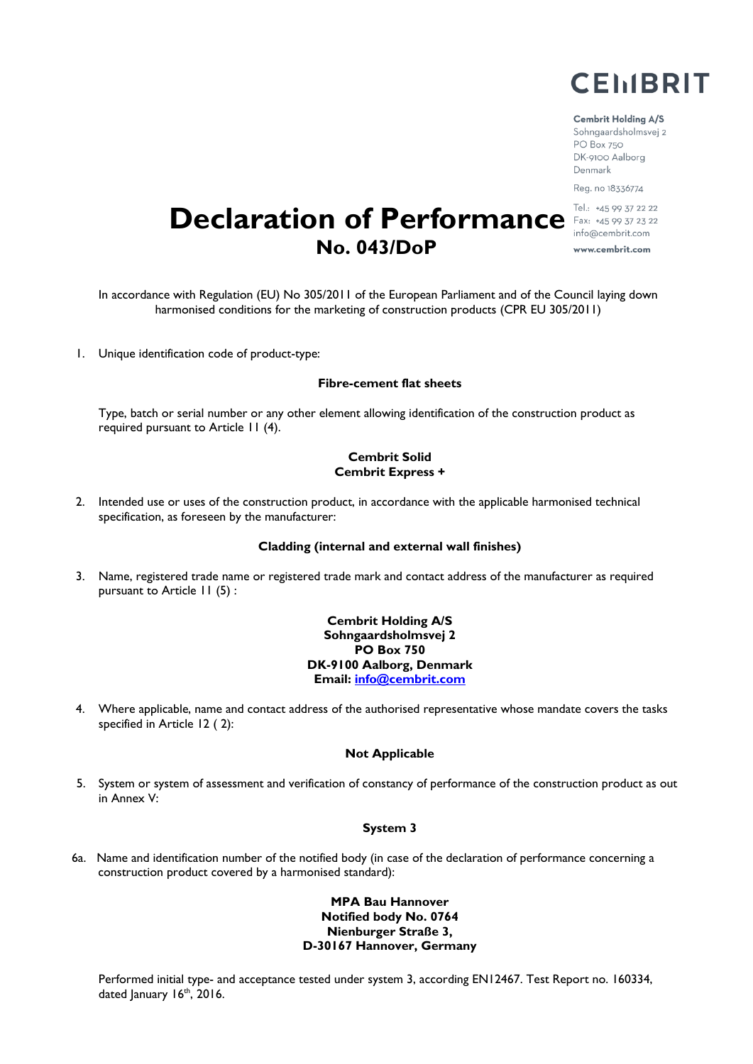CEMBRIT

**Cembrit Holding A/S**
Sohngaardsholmsvej 2
PO Box 750
DK-9100 Aalborg
Denmark

Reg. no 18336774

Tel.: +45 99 37 22 22
Fax: +45 99 37 23 22
info@cembrit.com

**www.cembrit.com**

# Declaration of Performance
## No. 043/DoP

In accordance with Regulation (EU) No 305/2011 of the European Parliament and of the Council laying down harmonised conditions for the marketing of construction products (CPR EU 305/2011)

1. Unique identification code of product-type:

**Fibre-cement flat sheets**

Type, batch or serial number or any other element allowing identification of the construction product as required pursuant to Article 11 (4).

**Cembrit Solid**
**Cembrit Express +**

2. Intended use or uses of the construction product, in accordance with the applicable harmonised technical specification, as foreseen by the manufacturer:

**Cladding (internal and external wall finishes)**

3. Name, registered trade name or registered trade mark and contact address of the manufacturer as required pursuant to Article 11 (5) :

**Cembrit Holding A/S**
**Sohngaardsholmsvej 2**
**PO Box 750**
**DK-9100 Aalborg, Denmark**
**Email: info@cembrit.com**

4. Where applicable, name and contact address of the authorised representative whose mandate covers the tasks specified in Article 12 ( 2):

**Not Applicable**

5. System or system of assessment and verification of constancy of performance of the construction product as out in Annex V:

**System 3**

6a. Name and identification number of the notified body (in case of the declaration of performance concerning a construction product covered by a harmonised standard):

**MPA Bau Hannover**
**Notified body No. 0764**
**Nienburger Straße 3,**
**D-30167 Hannover, Germany**

Performed initial type- and acceptance tested under system 3, according EN12467. Test Report no. 160334, dated January 16th, 2016.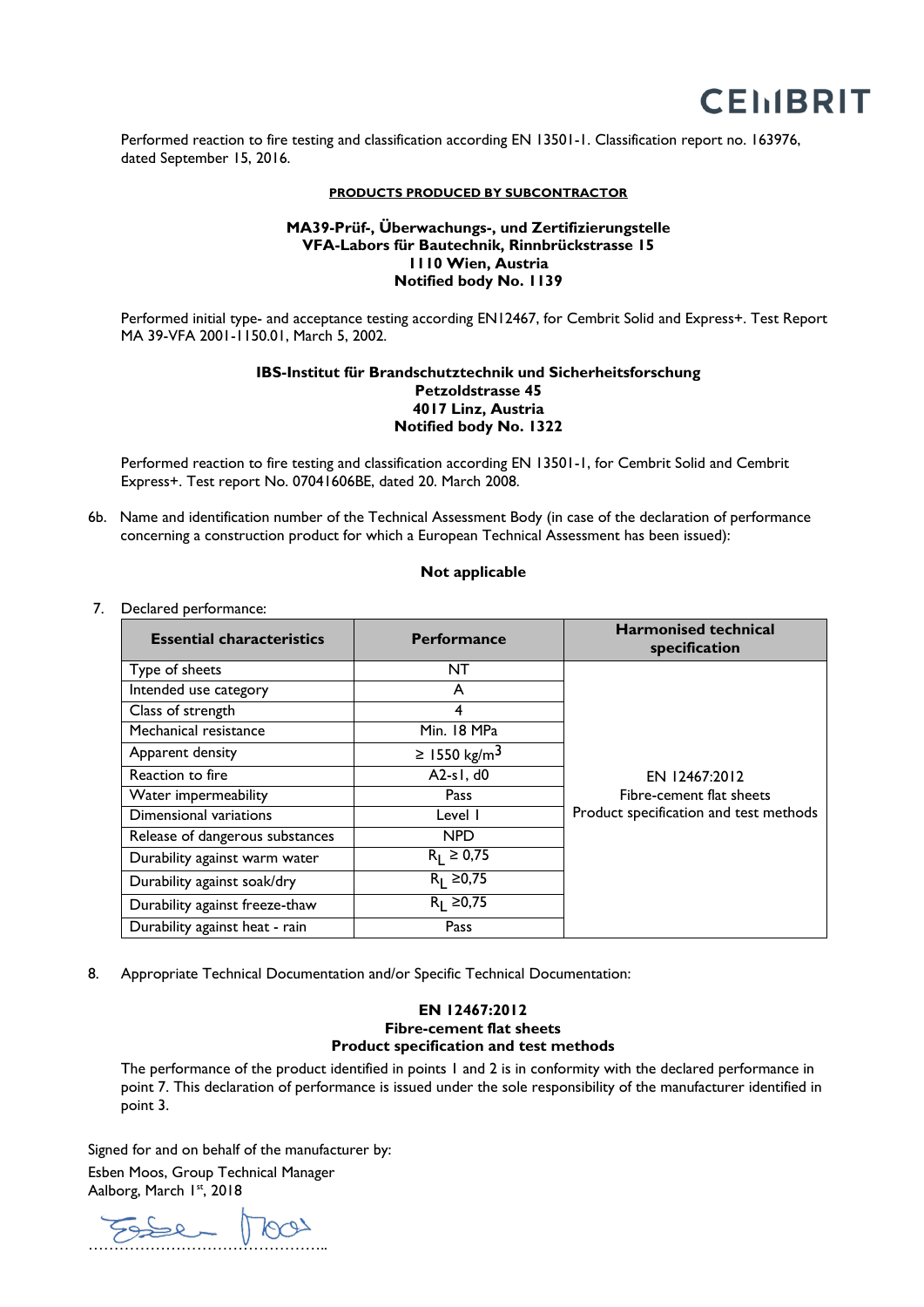Performed reaction to fire testing and classification according EN 13501-1. Classification report no. 163976, dated September 15, 2016.

**PRODUCTS PRODUCED BY SUBCONTRACTOR**

**MA39-Prüf-, Überwachungs-, und Zertifizierungstelle**
**VFA-Labors für Bautechnik, Rinnbrückstrasse 15**
**1110 Wien, Austria**
**Notified body No. 1139**

Performed initial type- and acceptance testing according EN12467, for Cembrit Solid and Express+. Test Report MA 39-VFA 2001-1150.01, March 5, 2002.

**IBS-Institut für Brandschutztechnik und Sicherheitsforschung**
**Petzoldstrasse 45**
**4017 Linz, Austria**
**Notified body No. 1322**

Performed reaction to fire testing and classification according EN 13501-1, for Cembrit Solid and Cembrit Express+. Test report No. 07041606BE, dated 20. March 2008.

6b. Name and identification number of the Technical Assessment Body (in case of the declaration of performance concerning a construction product for which a European Technical Assessment has been issued):

**Not applicable**

7. Declared performance:

| Essential characteristics | Performance | Harmonised technical specification |
|---|---|---|
| Type of sheets | NT | EN 12467:2012 Fibre-cement flat sheets Product specification and test methods |
| Intended use category | A | |
| Class of strength | 4 | |
| Mechanical resistance | Min. 18 MPa | |
| Apparent density | ≥ 1550 kg/m$^3$ | |
| Reaction to fire | A2-s1, d0 | |
| Water impermeability | Pass | |
| Dimensional variations | Level I | |
| Release of dangerous substances | NPD | |
| Durability against warm water | $R_L$ ≥ 0,75 | |
| Durability against soak/dry | $R_L$ ≥0,75 | |
| Durability against freeze-thaw | $R_L$ ≥0,75 | |
| Durability against heat - rain | Pass | |

8. Appropriate Technical Documentation and/or Specific Technical Documentation:

**EN 12467:2012**
**Fibre-cement flat sheets**
**Product specification and test methods**

The performance of the product identified in points 1 and 2 is in conformity with the declared performance in point 7. This declaration of performance is issued under the sole responsibility of the manufacturer identified in point 3.

Signed for and on behalf of the manufacturer by:
Esben Moos, Group Technical Manager
Aalborg, March 1st, 2018

…………………………………………..